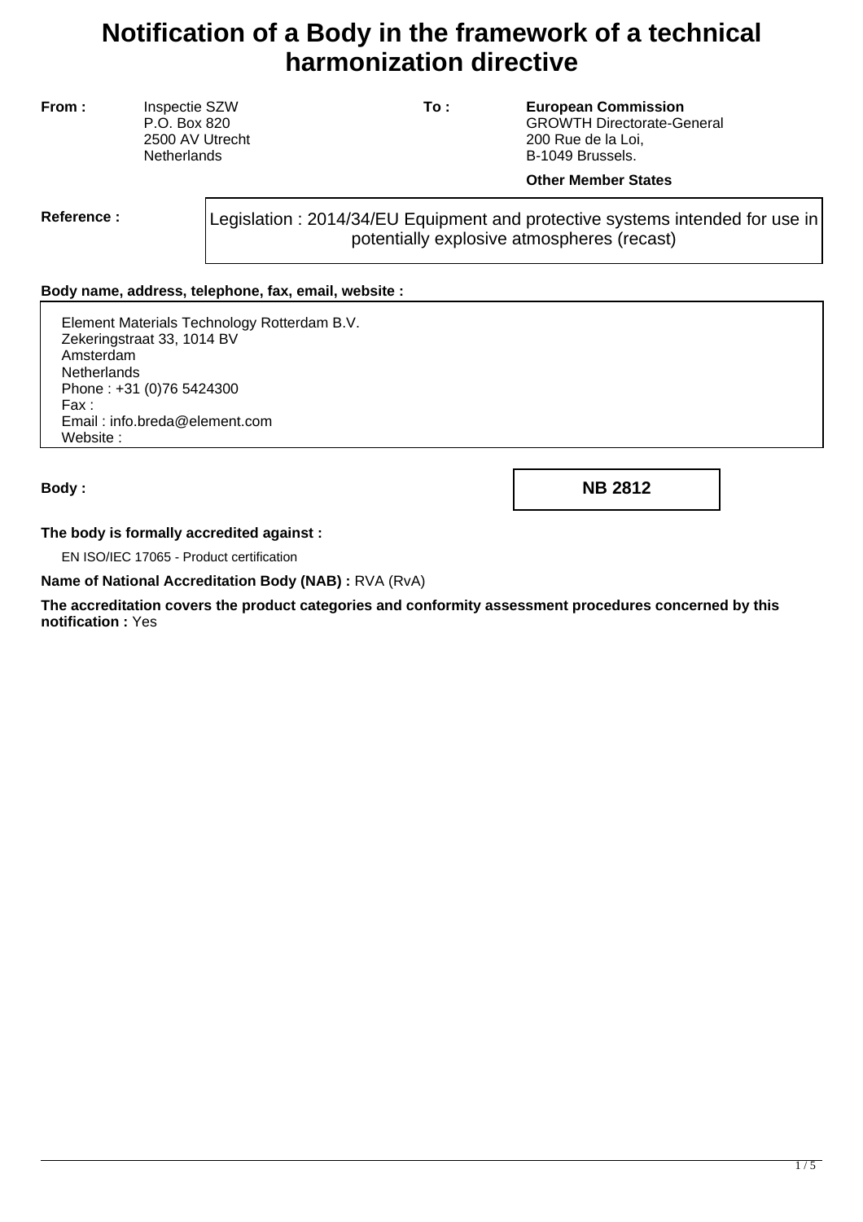# Notification of a Body in the framework of a technical harmonization directive

| **From :** | | **To :** | |
|---|---|---|---|
| Inspectie SZW<br>P.O. Box 820<br>2500 AV Utrecht<br>Netherlands | | **European Commission**<br>GROWTH Directorate-General<br>200 Rue de la Loi,<br>B-1049 Brussels.<br><br>**Other Member States** | |

**Reference :**

Legislation : 2014/34/EU Equipment and protective systems intended for use in potentially explosive atmospheres (recast)

**Body name, address, telephone, fax, email, website :**

Element Materials Technology Rotterdam B.V.
Zekeringstraat 33, 1014 BV
Amsterdam
Netherlands
Phone : +31 (0)76 5424300
Fax :
Email : info.breda@element.com
Website :

**Body :** **NB 2812**

**The body is formally accredited against :**

EN ISO/IEC 17065 - Product certification

**Name of National Accreditation Body (NAB) :** RVA (RvA)

**The accreditation covers the product categories and conformity assessment procedures concerned by this notification :** Yes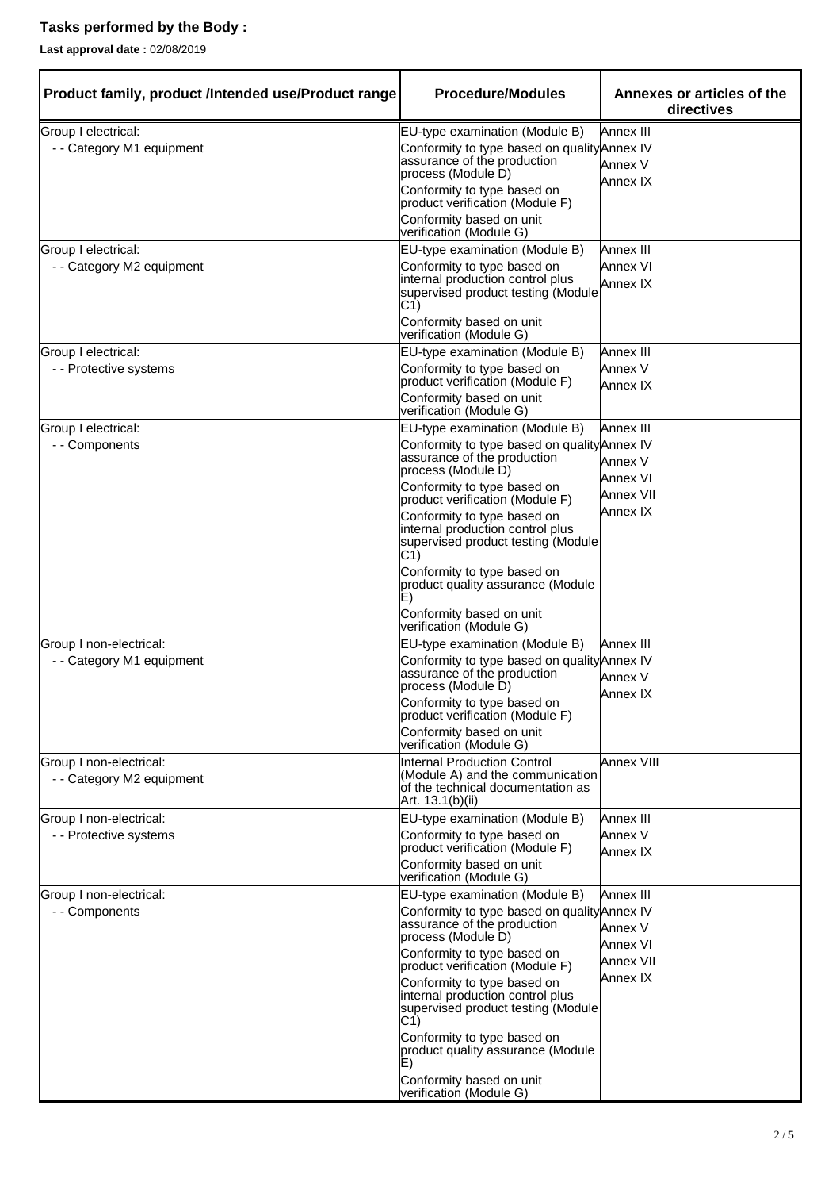**Tasks performed by the Body :**

**Last approval date :** 02/08/2019

| Product family, product /Intended use/Product range | Procedure/Modules | Annexes or articles of the directives |
|---|---|---|
| Group I electrical:<br>- - Category M1 equipment | EU-type examination (Module B)<br>Conformity to type based on quality assurance of the production process (Module D)<br>Conformity to type based on product verification (Module F)<br>Conformity based on unit verification (Module G) | Annex III<br>Annex IV<br>Annex V<br>Annex IX |
| Group I electrical:<br>- - Category M2 equipment | EU-type examination (Module B)<br>Conformity to type based on internal production control plus supervised product testing (Module C1)<br>Conformity based on unit verification (Module G) | Annex III<br>Annex VI<br>Annex IX |
| Group I electrical:<br>- - Protective systems | EU-type examination (Module B)<br>Conformity to type based on product verification (Module F)<br>Conformity based on unit verification (Module G) | Annex III<br>Annex V<br>Annex IX |
| Group I electrical:<br>- - Components | EU-type examination (Module B)<br>Conformity to type based on quality assurance of the production process (Module D)<br>Conformity to type based on product verification (Module F)<br>Conformity to type based on internal production control plus supervised product testing (Module C1)<br>Conformity to type based on product quality assurance (Module E)<br>Conformity based on unit verification (Module G) | Annex III<br>Annex IV<br>Annex V<br>Annex VI<br>Annex VII<br>Annex IX |
| Group I non-electrical:<br>- - Category M1 equipment | EU-type examination (Module B)<br>Conformity to type based on quality assurance of the production process (Module D)<br>Conformity to type based on product verification (Module F)<br>Conformity based on unit verification (Module G) | Annex III<br>Annex IV<br>Annex V<br>Annex IX |
| Group I non-electrical:<br>- - Category M2 equipment | Internal Production Control (Module A) and the communication of the technical documentation as Art. 13.1(b)(ii) | Annex VIII |
| Group I non-electrical:<br>- - Protective systems | EU-type examination (Module B)<br>Conformity to type based on product verification (Module F)<br>Conformity based on unit verification (Module G) | Annex III<br>Annex V<br>Annex IX |
| Group I non-electrical:<br>- - Components | EU-type examination (Module B)<br>Conformity to type based on quality assurance of the production process (Module D)<br>Conformity to type based on product verification (Module F)<br>Conformity to type based on internal production control plus supervised product testing (Module C1)<br>Conformity to type based on product quality assurance (Module E)<br>Conformity based on unit verification (Module G) | Annex III<br>Annex IV<br>Annex V<br>Annex VI<br>Annex VII<br>Annex IX |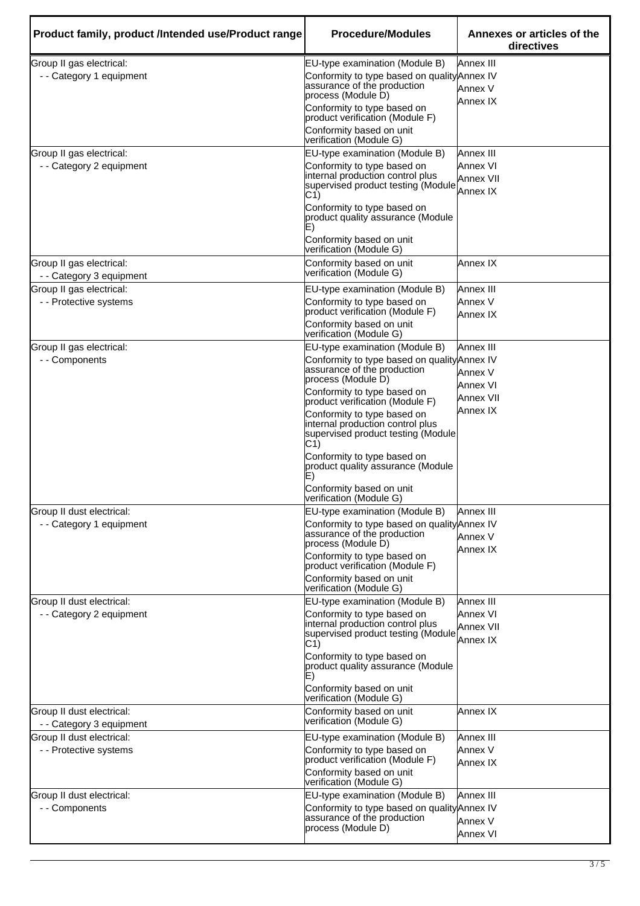| Product family, product /Intended use/Product range | Procedure/Modules | Annexes or articles of the directives |
|---|---|---|
| Group II gas electrical:<br>- - Category 1 equipment | EU-type examination (Module B)<br>Conformity to type based on quality assurance of the production process (Module D)<br>Conformity to type based on product verification (Module F)<br>Conformity based on unit verification (Module G) | Annex III<br>Annex IV<br>Annex V<br>Annex IX |
| Group II gas electrical:<br>- - Category 2 equipment | EU-type examination (Module B)<br>Conformity to type based on internal production control plus supervised product testing (Module C1)<br>Conformity to type based on product quality assurance (Module E)<br>Conformity based on unit verification (Module G) | Annex III<br>Annex VI<br>Annex VII<br>Annex IX |
| Group II gas electrical:<br>- - Category 3 equipment | Conformity based on unit verification (Module G) | Annex IX |
| Group II gas electrical:<br>- - Protective systems | EU-type examination (Module B)<br>Conformity to type based on product verification (Module F)<br>Conformity based on unit verification (Module G) | Annex III<br>Annex V<br>Annex IX |
| Group II gas electrical:<br>- - Components | EU-type examination (Module B)<br>Conformity to type based on quality assurance of the production process (Module D)<br>Conformity to type based on product verification (Module F)<br>Conformity to type based on internal production control plus supervised product testing (Module C1)<br>Conformity to type based on product quality assurance (Module E)<br>Conformity based on unit verification (Module G) | Annex III<br>Annex IV<br>Annex V<br>Annex VI<br>Annex VII<br>Annex IX |
| Group II dust electrical:<br>- - Category 1 equipment | EU-type examination (Module B)<br>Conformity to type based on quality assurance of the production process (Module D)<br>Conformity to type based on product verification (Module F)<br>Conformity based on unit verification (Module G) | Annex III<br>Annex IV<br>Annex V<br>Annex IX |
| Group II dust electrical:<br>- - Category 2 equipment | EU-type examination (Module B)<br>Conformity to type based on internal production control plus supervised product testing (Module C1)<br>Conformity to type based on product quality assurance (Module E)<br>Conformity based on unit verification (Module G) | Annex III<br>Annex VI<br>Annex VII<br>Annex IX |
| Group II dust electrical:<br>- - Category 3 equipment | Conformity based on unit verification (Module G) | Annex IX |
| Group II dust electrical:<br>- - Protective systems | EU-type examination (Module B)<br>Conformity to type based on product verification (Module F)<br>Conformity based on unit verification (Module G) | Annex III<br>Annex V<br>Annex IX |
| Group II dust electrical:<br>- - Components | EU-type examination (Module B)<br>Conformity to type based on quality assurance of the production process (Module D) | Annex III<br>Annex IV<br>Annex V<br>Annex VI |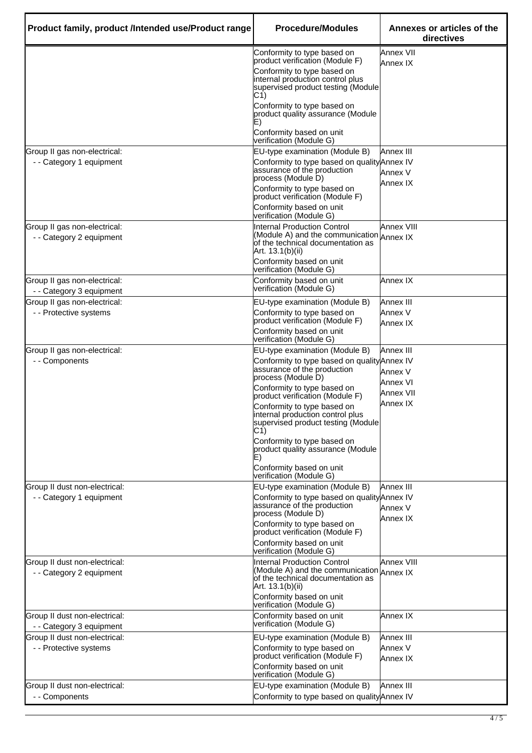| Product family, product /Intended use/Product range | Procedure/Modules | Annexes or articles of the directives |
|---|---|---|
| | Conformity to type based on product verification (Module F)<br>Conformity to type based on internal production control plus supervised product testing (Module C1)<br>Conformity to type based on product quality assurance (Module E)<br>Conformity based on unit verification (Module G) | Annex VII<br>Annex IX |
| Group II gas non-electrical:<br>- - Category 1 equipment | EU-type examination (Module B)<br>Conformity to type based on quality assurance of the production process (Module D)<br>Conformity to type based on product verification (Module F)<br>Conformity based on unit verification (Module G) | Annex III<br>Annex IV<br>Annex V<br>Annex IX |
| Group II gas non-electrical:<br>- - Category 2 equipment | Internal Production Control (Module A) and the communication of the technical documentation as Art. 13.1(b)(ii)<br>Conformity based on unit verification (Module G) | Annex VIII<br>Annex IX |
| Group II gas non-electrical:<br>- - Category 3 equipment | Conformity based on unit verification (Module G) | Annex IX |
| Group II gas non-electrical:<br>- - Protective systems | EU-type examination (Module B)<br>Conformity to type based on product verification (Module F)<br>Conformity based on unit verification (Module G) | Annex III<br>Annex V<br>Annex IX |
| Group II gas non-electrical:<br>- - Components | EU-type examination (Module B)<br>Conformity to type based on quality assurance of the production process (Module D)<br>Conformity to type based on product verification (Module F)<br>Conformity to type based on internal production control plus supervised product testing (Module C1)<br>Conformity to type based on product quality assurance (Module E)<br>Conformity based on unit verification (Module G) | Annex III<br>Annex IV<br>Annex V<br>Annex VI<br>Annex VII<br>Annex IX |
| Group II dust non-electrical:<br>- - Category 1 equipment | EU-type examination (Module B)<br>Conformity to type based on quality assurance of the production process (Module D)<br>Conformity to type based on product verification (Module F)<br>Conformity based on unit verification (Module G) | Annex III<br>Annex IV<br>Annex V<br>Annex IX |
| Group II dust non-electrical:<br>- - Category 2 equipment | Internal Production Control (Module A) and the communication of the technical documentation as Art. 13.1(b)(ii)<br>Conformity based on unit verification (Module G) | Annex VIII<br>Annex IX |
| Group II dust non-electrical:<br>- - Category 3 equipment | Conformity based on unit verification (Module G) | Annex IX |
| Group II dust non-electrical:<br>- - Protective systems | EU-type examination (Module B)<br>Conformity to type based on product verification (Module F)<br>Conformity based on unit verification (Module G) | Annex III<br>Annex V<br>Annex IX |
| Group II dust non-electrical:<br>- - Components | EU-type examination (Module B)<br>Conformity to type based on quality | Annex III<br>Annex IV |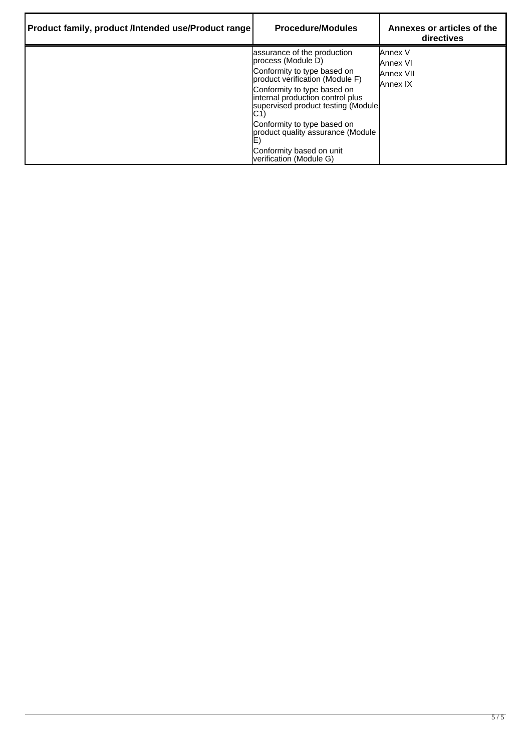| Product family, product /Intended use/Product range | Procedure/Modules | Annexes or articles of the directives |
|---|---|---|
| | assurance of the production process (Module D)<br>Conformity to type based on product verification (Module F)<br>Conformity to type based on internal production control plus supervised product testing (Module C1)<br>Conformity to type based on product quality assurance (Module E)<br>Conformity based on unit verification (Module G) | Annex V<br>Annex VI<br>Annex VII<br>Annex IX |